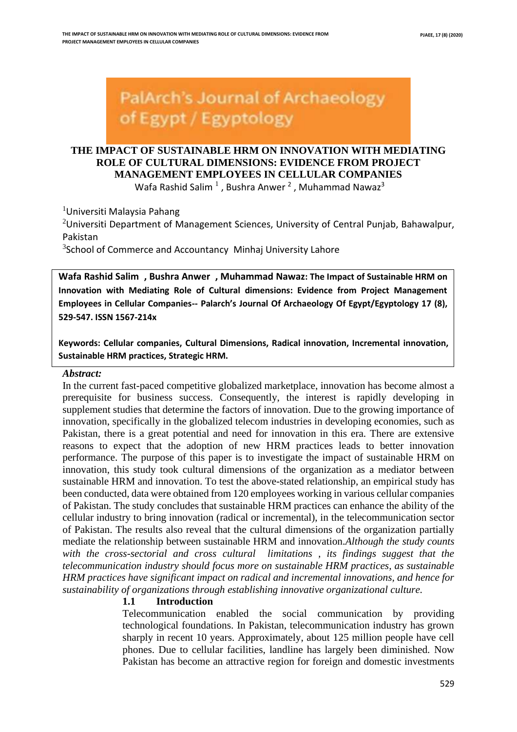PalArch's Journal of Archaeology of Egypt / Egyptology

# THE IMPACT OF SUSTAINABLE HRM ON INNOVATION WITH MEDIATING ROLE OF CULTURAL DIMENSIONS: EVIDENCE FROM PROJECT MANAGEMENT EMPLOYEES IN CELLULAR COMPANIES

Wafa Rashid Salim [1] , Bushra Anwer [2] , Muhammad Nawaz[3]

[1]Universiti Malaysia Pahang

[2]Universiti Department of Management Sciences, University of Central Punjab, Bahawalpur, Pakistan

[3]School of Commerce and Accountancy Minhaj University Lahore

**Wafa Rashid Salim , Bushra Anwer , Muhammad Nawaz: The Impact of Sustainable HRM on Innovation with Mediating Role of Cultural dimensions: Evidence from Project Management Employees in Cellular Companies-- Palarch's Journal Of Archaeology Of Egypt/Egyptology 17 (8), 529-547. ISSN 1567-214x**

**Keywords: Cellular companies, Cultural Dimensions, Radical innovation, Incremental innovation, Sustainable HRM practices, Strategic HRM.**

***Abstract:***

In the current fast-paced competitive globalized marketplace, innovation has become almost a prerequisite for business success. Consequently, the interest is rapidly developing in supplement studies that determine the factors of innovation. Due to the growing importance of innovation, specifically in the globalized telecom industries in developing economies, such as Pakistan, there is a great potential and need for innovation in this era. There are extensive reasons to expect that the adoption of new HRM practices leads to better innovation performance. The purpose of this paper is to investigate the impact of sustainable HRM on innovation, this study took cultural dimensions of the organization as a mediator between sustainable HRM and innovation. To test the above-stated relationship, an empirical study has been conducted, data were obtained from 120 employees working in various cellular companies of Pakistan. The study concludes that sustainable HRM practices can enhance the ability of the cellular industry to bring innovation (radical or incremental), in the telecommunication sector of Pakistan. The results also reveal that the cultural dimensions of the organization partially mediate the relationship between sustainable HRM and innovation.*Although the study counts with the cross-sectorial and cross cultural limitations , its findings suggest that the telecommunication industry should focus more on sustainable HRM practices, as sustainable HRM practices have significant impact on radical and incremental innovations, and hence for sustainability of organizations through establishing innovative organizational culture.*

## 1.1 Introduction

Telecommunication enabled the social communication by providing technological foundations. In Pakistan, telecommunication industry has grown sharply in recent 10 years. Approximately, about 125 million people have cell phones. Due to cellular facilities, landline has largely been diminished. Now Pakistan has become an attractive region for foreign and domestic investments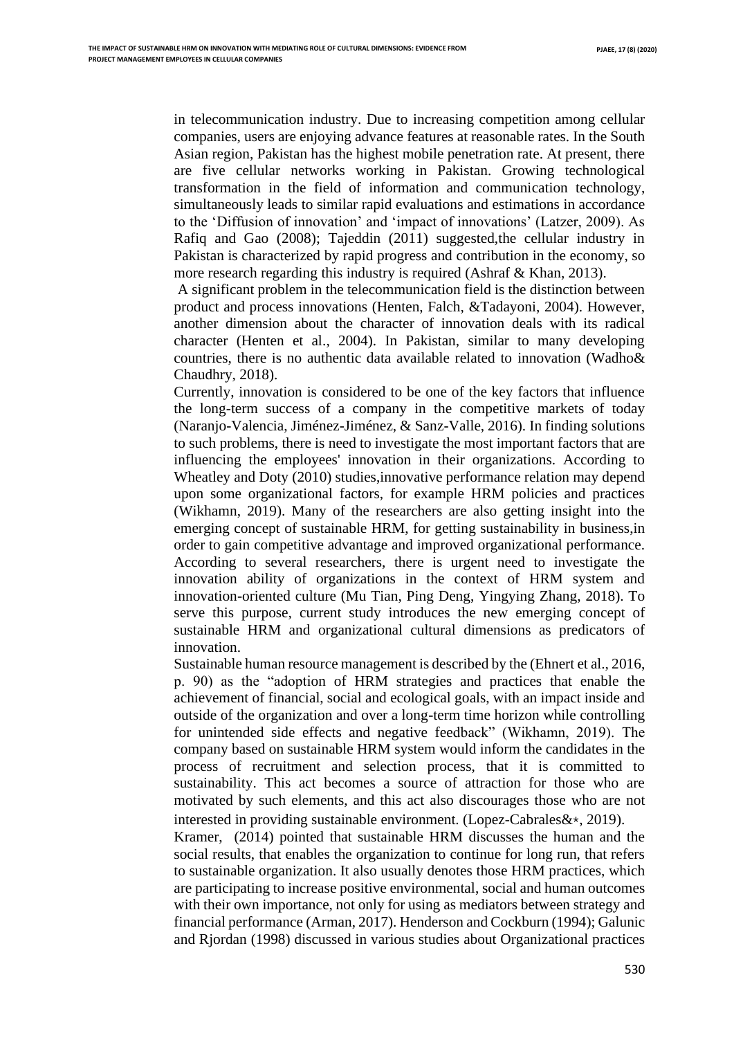in telecommunication industry. Due to increasing competition among cellular companies, users are enjoying advance features at reasonable rates. In the South Asian region, Pakistan has the highest mobile penetration rate. At present, there are five cellular networks working in Pakistan. Growing technological transformation in the field of information and communication technology, simultaneously leads to similar rapid evaluations and estimations in accordance to the 'Diffusion of innovation' and 'impact of innovations' (Latzer, 2009). As Rafiq and Gao (2008); Tajeddin (2011) suggested,the cellular industry in Pakistan is characterized by rapid progress and contribution in the economy, so more research regarding this industry is required (Ashraf & Khan, 2013).

A significant problem in the telecommunication field is the distinction between product and process innovations (Henten, Falch, &Tadayoni, 2004). However, another dimension about the character of innovation deals with its radical character (Henten et al., 2004). In Pakistan, similar to many developing countries, there is no authentic data available related to innovation (Wadho& Chaudhry, 2018).

Currently, innovation is considered to be one of the key factors that influence the long-term success of a company in the competitive markets of today (Naranjo-Valencia, Jiménez-Jiménez, & Sanz-Valle, 2016). In finding solutions to such problems, there is need to investigate the most important factors that are influencing the employees' innovation in their organizations. According to Wheatley and Doty (2010) studies,innovative performance relation may depend upon some organizational factors, for example HRM policies and practices (Wikhamn, 2019). Many of the researchers are also getting insight into the emerging concept of sustainable HRM, for getting sustainability in business,in order to gain competitive advantage and improved organizational performance. According to several researchers, there is urgent need to investigate the innovation ability of organizations in the context of HRM system and innovation-oriented culture (Mu Tian, Ping Deng, Yingying Zhang, 2018). To serve this purpose, current study introduces the new emerging concept of sustainable HRM and organizational cultural dimensions as predicators of innovation.

Sustainable human resource management is described by the (Ehnert et al., 2016, p. 90) as the "adoption of HRM strategies and practices that enable the achievement of financial, social and ecological goals, with an impact inside and outside of the organization and over a long-term time horizon while controlling for unintended side effects and negative feedback" (Wikhamn, 2019). The company based on sustainable HRM system would inform the candidates in the process of recruitment and selection process, that it is committed to sustainability. This act becomes a source of attraction for those who are motivated by such elements, and this act also discourages those who are not interested in providing sustainable environment. (Lopez-Cabrales&*, 2019).

Kramer, (2014) pointed that sustainable HRM discusses the human and the social results, that enables the organization to continue for long run, that refers to sustainable organization. It also usually denotes those HRM practices, which are participating to increase positive environmental, social and human outcomes with their own importance, not only for using as mediators between strategy and financial performance (Arman, 2017). Henderson and Cockburn (1994); Galunic and Rjordan (1998) discussed in various studies about Organizational practices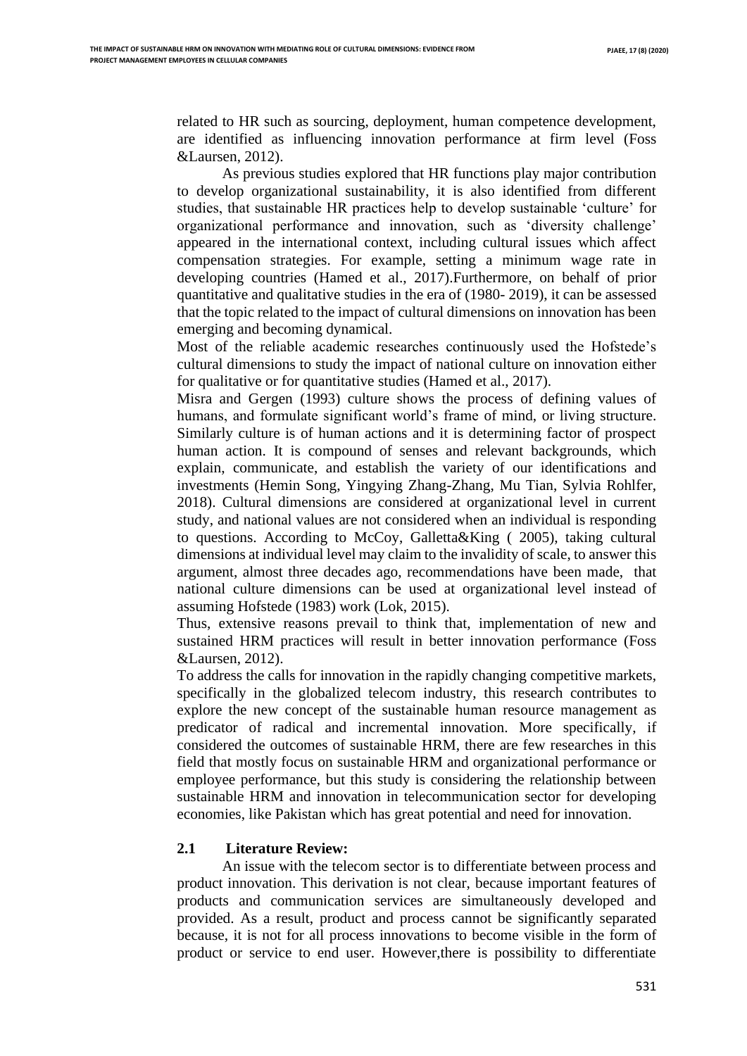related to HR such as sourcing, deployment, human competence development, are identified as influencing innovation performance at firm level (Foss &Laursen, 2012).

As previous studies explored that HR functions play major contribution to develop organizational sustainability, it is also identified from different studies, that sustainable HR practices help to develop sustainable 'culture' for organizational performance and innovation, such as 'diversity challenge' appeared in the international context, including cultural issues which affect compensation strategies. For example, setting a minimum wage rate in developing countries (Hamed et al., 2017).Furthermore, on behalf of prior quantitative and qualitative studies in the era of (1980- 2019), it can be assessed that the topic related to the impact of cultural dimensions on innovation has been emerging and becoming dynamical.

Most of the reliable academic researches continuously used the Hofstede's cultural dimensions to study the impact of national culture on innovation either for qualitative or for quantitative studies (Hamed et al., 2017).

Misra and Gergen (1993) culture shows the process of defining values of humans, and formulate significant world's frame of mind, or living structure. Similarly culture is of human actions and it is determining factor of prospect human action. It is compound of senses and relevant backgrounds, which explain, communicate, and establish the variety of our identifications and investments (Hemin Song, Yingying Zhang-Zhang, Mu Tian, Sylvia Rohlfer, 2018). Cultural dimensions are considered at organizational level in current study, and national values are not considered when an individual is responding to questions. According to McCoy, Galletta&King ( 2005), taking cultural dimensions at individual level may claim to the invalidity of scale, to answer this argument, almost three decades ago, recommendations have been made, that national culture dimensions can be used at organizational level instead of assuming Hofstede (1983) work (Lok, 2015).

Thus, extensive reasons prevail to think that, implementation of new and sustained HRM practices will result in better innovation performance (Foss &Laursen, 2012).

To address the calls for innovation in the rapidly changing competitive markets, specifically in the globalized telecom industry, this research contributes to explore the new concept of the sustainable human resource management as predicator of radical and incremental innovation. More specifically, if considered the outcomes of sustainable HRM, there are few researches in this field that mostly focus on sustainable HRM and organizational performance or employee performance, but this study is considering the relationship between sustainable HRM and innovation in telecommunication sector for developing economies, like Pakistan which has great potential and need for innovation.

## 2.1 Literature Review:

An issue with the telecom sector is to differentiate between process and product innovation. This derivation is not clear, because important features of products and communication services are simultaneously developed and provided. As a result, product and process cannot be significantly separated because, it is not for all process innovations to become visible in the form of product or service to end user. However,there is possibility to differentiate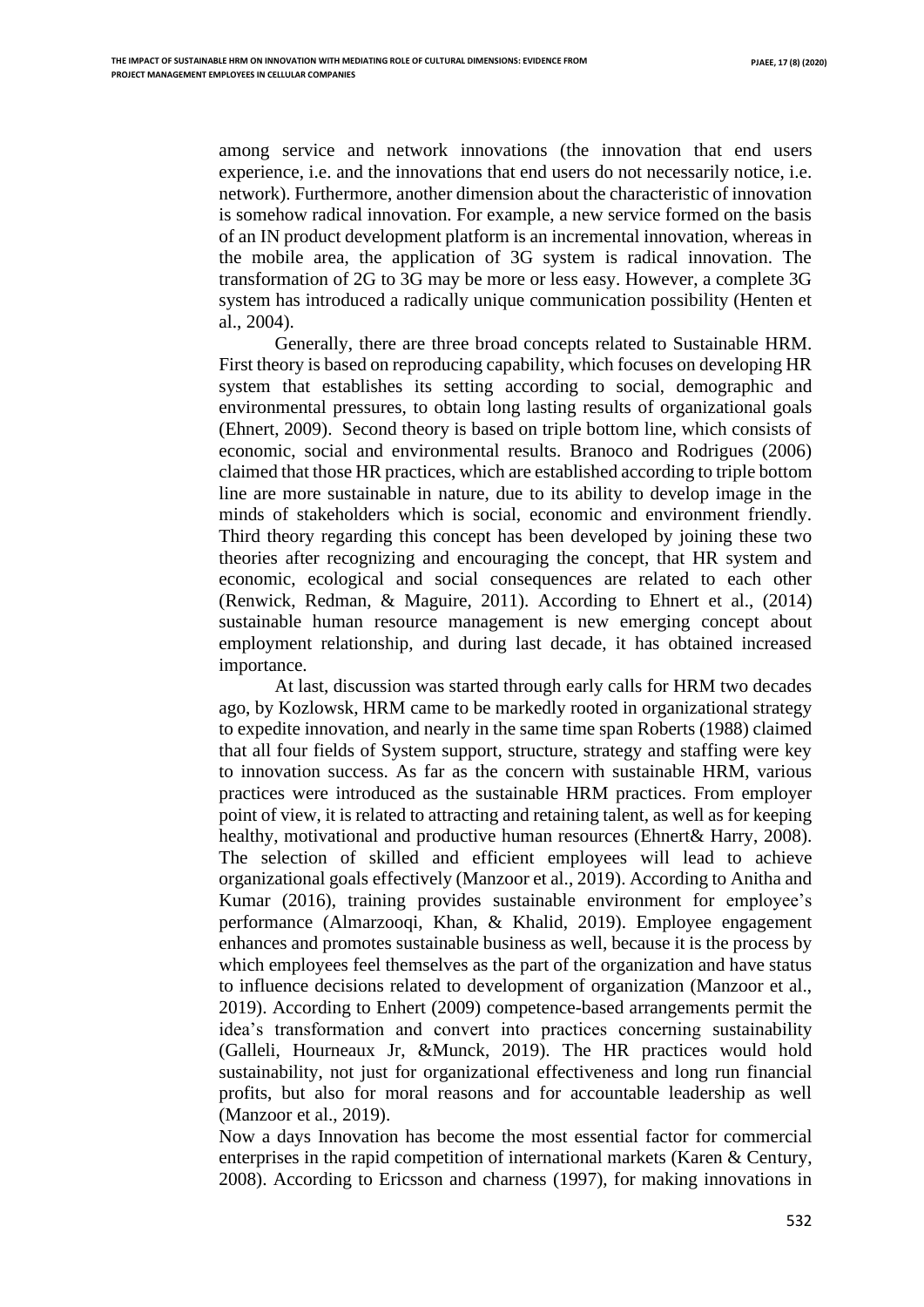among service and network innovations (the innovation that end users experience, i.e. and the innovations that end users do not necessarily notice, i.e. network). Furthermore, another dimension about the characteristic of innovation is somehow radical innovation. For example, a new service formed on the basis of an IN product development platform is an incremental innovation, whereas in the mobile area, the application of 3G system is radical innovation. The transformation of 2G to 3G may be more or less easy. However, a complete 3G system has introduced a radically unique communication possibility (Henten et al., 2004).

Generally, there are three broad concepts related to Sustainable HRM. First theory is based on reproducing capability, which focuses on developing HR system that establishes its setting according to social, demographic and environmental pressures, to obtain long lasting results of organizational goals (Ehnert, 2009). Second theory is based on triple bottom line, which consists of economic, social and environmental results. Branoco and Rodrigues (2006) claimed that those HR practices, which are established according to triple bottom line are more sustainable in nature, due to its ability to develop image in the minds of stakeholders which is social, economic and environment friendly. Third theory regarding this concept has been developed by joining these two theories after recognizing and encouraging the concept, that HR system and economic, ecological and social consequences are related to each other (Renwick, Redman, & Maguire, 2011). According to Ehnert et al., (2014) sustainable human resource management is new emerging concept about employment relationship, and during last decade, it has obtained increased importance.

At last, discussion was started through early calls for HRM two decades ago, by Kozlowsk, HRM came to be markedly rooted in organizational strategy to expedite innovation, and nearly in the same time span Roberts (1988) claimed that all four fields of System support, structure, strategy and staffing were key to innovation success. As far as the concern with sustainable HRM, various practices were introduced as the sustainable HRM practices. From employer point of view, it is related to attracting and retaining talent, as well as for keeping healthy, motivational and productive human resources (Ehnert& Harry, 2008). The selection of skilled and efficient employees will lead to achieve organizational goals effectively (Manzoor et al., 2019). According to Anitha and Kumar (2016), training provides sustainable environment for employee's performance (Almarzooqi, Khan, & Khalid, 2019). Employee engagement enhances and promotes sustainable business as well, because it is the process by which employees feel themselves as the part of the organization and have status to influence decisions related to development of organization (Manzoor et al., 2019). According to Enhert (2009) competence-based arrangements permit the idea's transformation and convert into practices concerning sustainability (Galleli, Hourneaux Jr, &Munck, 2019). The HR practices would hold sustainability, not just for organizational effectiveness and long run financial profits, but also for moral reasons and for accountable leadership as well (Manzoor et al., 2019).

Now a days Innovation has become the most essential factor for commercial enterprises in the rapid competition of international markets (Karen & Century, 2008). According to Ericsson and charness (1997), for making innovations in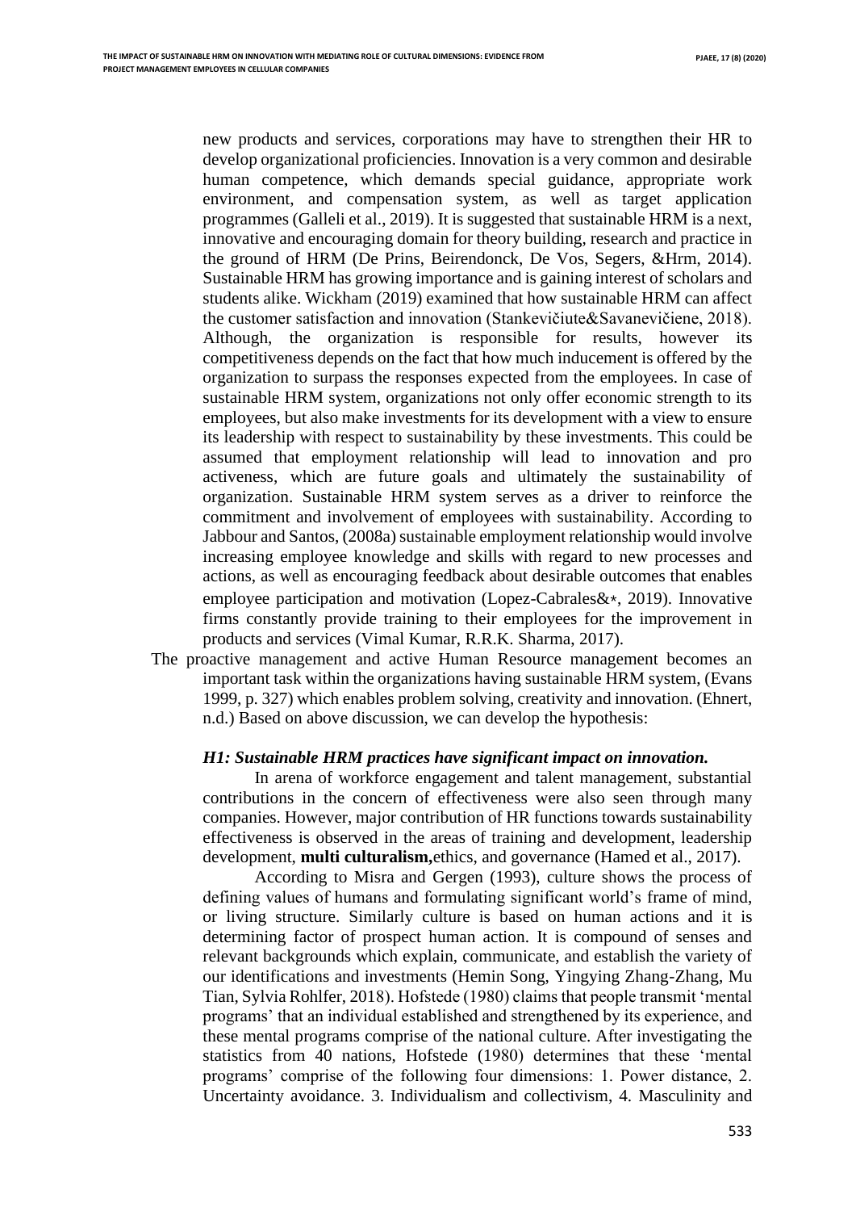new products and services, corporations may have to strengthen their HR to develop organizational proficiencies. Innovation is a very common and desirable human competence, which demands special guidance, appropriate work environment, and compensation system, as well as target application programmes (Galleli et al., 2019). It is suggested that sustainable HRM is a next, innovative and encouraging domain for theory building, research and practice in the ground of HRM (De Prins, Beirendonck, De Vos, Segers, &Hrm, 2014). Sustainable HRM has growing importance and is gaining interest of scholars and students alike. Wickham (2019) examined that how sustainable HRM can affect the customer satisfaction and innovation (Stankevičiute&Savanevičiene, 2018). Although, the organization is responsible for results, however its competitiveness depends on the fact that how much inducement is offered by the organization to surpass the responses expected from the employees. In case of sustainable HRM system, organizations not only offer economic strength to its employees, but also make investments for its development with a view to ensure its leadership with respect to sustainability by these investments. This could be assumed that employment relationship will lead to innovation and pro activeness, which are future goals and ultimately the sustainability of organization. Sustainable HRM system serves as a driver to reinforce the commitment and involvement of employees with sustainability. According to Jabbour and Santos, (2008a) sustainable employment relationship would involve increasing employee knowledge and skills with regard to new processes and actions, as well as encouraging feedback about desirable outcomes that enables employee participation and motivation (Lopez-Cabrales&⁎, 2019). Innovative firms constantly provide training to their employees for the improvement in products and services (Vimal Kumar, R.R.K. Sharma, 2017).

The proactive management and active Human Resource management becomes an important task within the organizations having sustainable HRM system, (Evans 1999, p. 327) which enables problem solving, creativity and innovation. (Ehnert, n.d.) Based on above discussion, we can develop the hypothesis:

***H1: Sustainable HRM practices have significant impact on innovation.***

In arena of workforce engagement and talent management, substantial contributions in the concern of effectiveness were also seen through many companies. However, major contribution of HR functions towards sustainability effectiveness is observed in the areas of training and development, leadership development, **multi culturalism,**ethics, and governance (Hamed et al., 2017).

According to Misra and Gergen (1993), culture shows the process of defining values of humans and formulating significant world's frame of mind, or living structure. Similarly culture is based on human actions and it is determining factor of prospect human action. It is compound of senses and relevant backgrounds which explain, communicate, and establish the variety of our identifications and investments (Hemin Song, Yingying Zhang-Zhang, Mu Tian, Sylvia Rohlfer, 2018). Hofstede (1980) claims that people transmit 'mental programs' that an individual established and strengthened by its experience, and these mental programs comprise of the national culture. After investigating the statistics from 40 nations, Hofstede (1980) determines that these 'mental programs' comprise of the following four dimensions: 1. Power distance, 2. Uncertainty avoidance. 3. Individualism and collectivism, 4. Masculinity and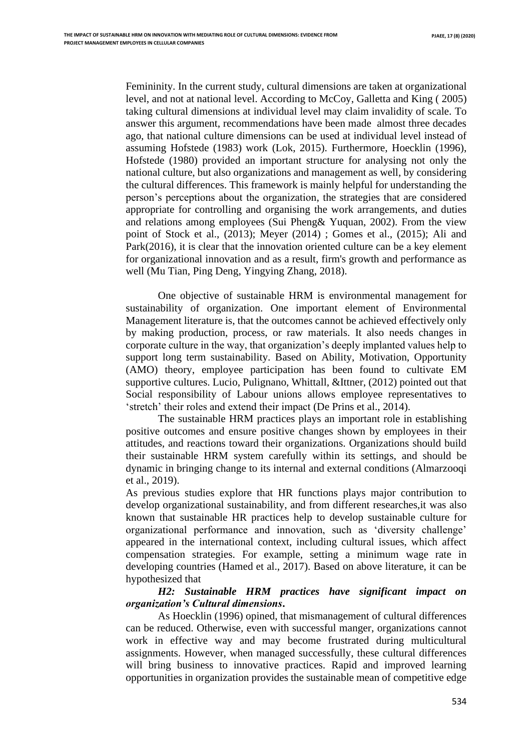Femininity. In the current study, cultural dimensions are taken at organizational level, and not at national level. According to McCoy, Galletta and King ( 2005) taking cultural dimensions at individual level may claim invalidity of scale. To answer this argument, recommendations have been made almost three decades ago, that national culture dimensions can be used at individual level instead of assuming Hofstede (1983) work (Lok, 2015). Furthermore, Hoecklin (1996), Hofstede (1980) provided an important structure for analysing not only the national culture, but also organizations and management as well, by considering the cultural differences. This framework is mainly helpful for understanding the person's perceptions about the organization, the strategies that are considered appropriate for controlling and organising the work arrangements, and duties and relations among employees (Sui Pheng& Yuquan, 2002). From the view point of Stock et al., (2013); Meyer (2014) ; Gomes et al., (2015); Ali and Park(2016), it is clear that the innovation oriented culture can be a key element for organizational innovation and as a result, firm's growth and performance as well (Mu Tian, Ping Deng, Yingying Zhang, 2018).

One objective of sustainable HRM is environmental management for sustainability of organization. One important element of Environmental Management literature is, that the outcomes cannot be achieved effectively only by making production, process, or raw materials. It also needs changes in corporate culture in the way, that organization's deeply implanted values help to support long term sustainability. Based on Ability, Motivation, Opportunity (AMO) theory, employee participation has been found to cultivate EM supportive cultures. Lucio, Pulignano, Whittall, &Ittner, (2012) pointed out that Social responsibility of Labour unions allows employee representatives to 'stretch' their roles and extend their impact (De Prins et al., 2014).

The sustainable HRM practices plays an important role in establishing positive outcomes and ensure positive changes shown by employees in their attitudes, and reactions toward their organizations. Organizations should build their sustainable HRM system carefully within its settings, and should be dynamic in bringing change to its internal and external conditions (Almarzooqi et al., 2019).

As previous studies explore that HR functions plays major contribution to develop organizational sustainability, and from different researches,it was also known that sustainable HR practices help to develop sustainable culture for organizational performance and innovation, such as 'diversity challenge' appeared in the international context, including cultural issues, which affect compensation strategies. For example, setting a minimum wage rate in developing countries (Hamed et al., 2017). Based on above literature, it can be hypothesized that

***H2: Sustainable HRM practices have significant impact on organization's Cultural dimensions.***

As Hoecklin (1996) opined, that mismanagement of cultural differences can be reduced. Otherwise, even with successful manger, organizations cannot work in effective way and may become frustrated during multicultural assignments. However, when managed successfully, these cultural differences will bring business to innovative practices. Rapid and improved learning opportunities in organization provides the sustainable mean of competitive edge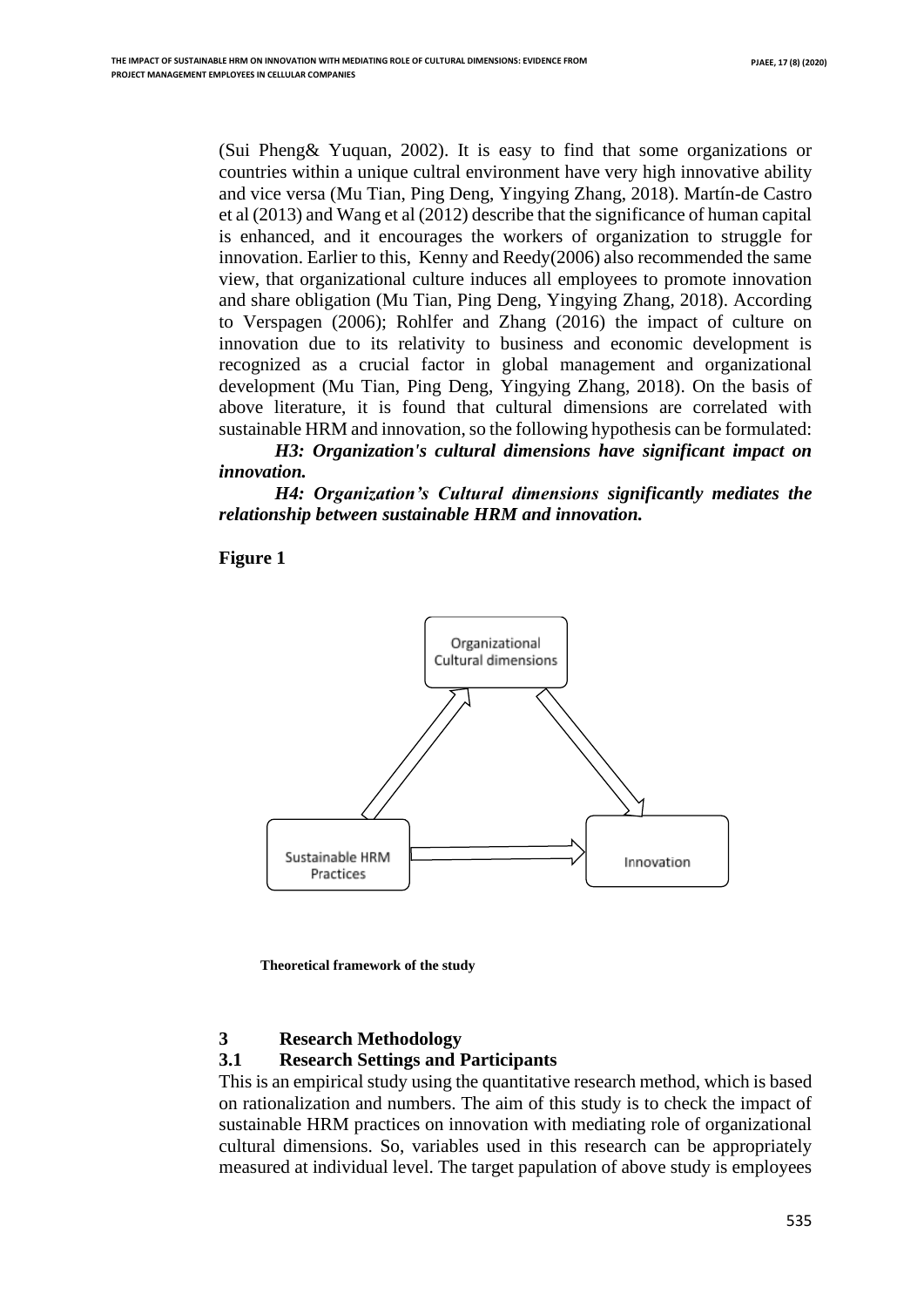(Sui Pheng& Yuquan, 2002). It is easy to find that some organizations or countries within a unique cultral environment have very high innovative ability and vice versa (Mu Tian, Ping Deng, Yingying Zhang, 2018). Martín-de Castro et al (2013) and Wang et al (2012) describe that the significance of human capital is enhanced, and it encourages the workers of organization to struggle for innovation. Earlier to this, Kenny and Reedy(2006) also recommended the same view, that organizational culture induces all employees to promote innovation and share obligation (Mu Tian, Ping Deng, Yingying Zhang, 2018). According to Verspagen (2006); Rohlfer and Zhang (2016) the impact of culture on innovation due to its relativity to business and economic development is recognized as a crucial factor in global management and organizational development (Mu Tian, Ping Deng, Yingying Zhang, 2018). On the basis of above literature, it is found that cultural dimensions are correlated with sustainable HRM and innovation, so the following hypothesis can be formulated:

***H3: Organization's cultural dimensions have significant impact on innovation.***

***H4: Organization's Cultural dimensions significantly mediates the relationship between sustainable HRM and innovation.***

**Figure 1**

Organizational Cultural dimensions

Sustainable HRM Practices

Innovation

**Theoretical framework of the study**

## 3 Research Methodology

### 3.1 Research Settings and Participants

This is an empirical study using the quantitative research method, which is based on rationalization and numbers. The aim of this study is to check the impact of sustainable HRM practices on innovation with mediating role of organizational cultural dimensions. So, variables used in this research can be appropriately measured at individual level. The target papulation of above study is employees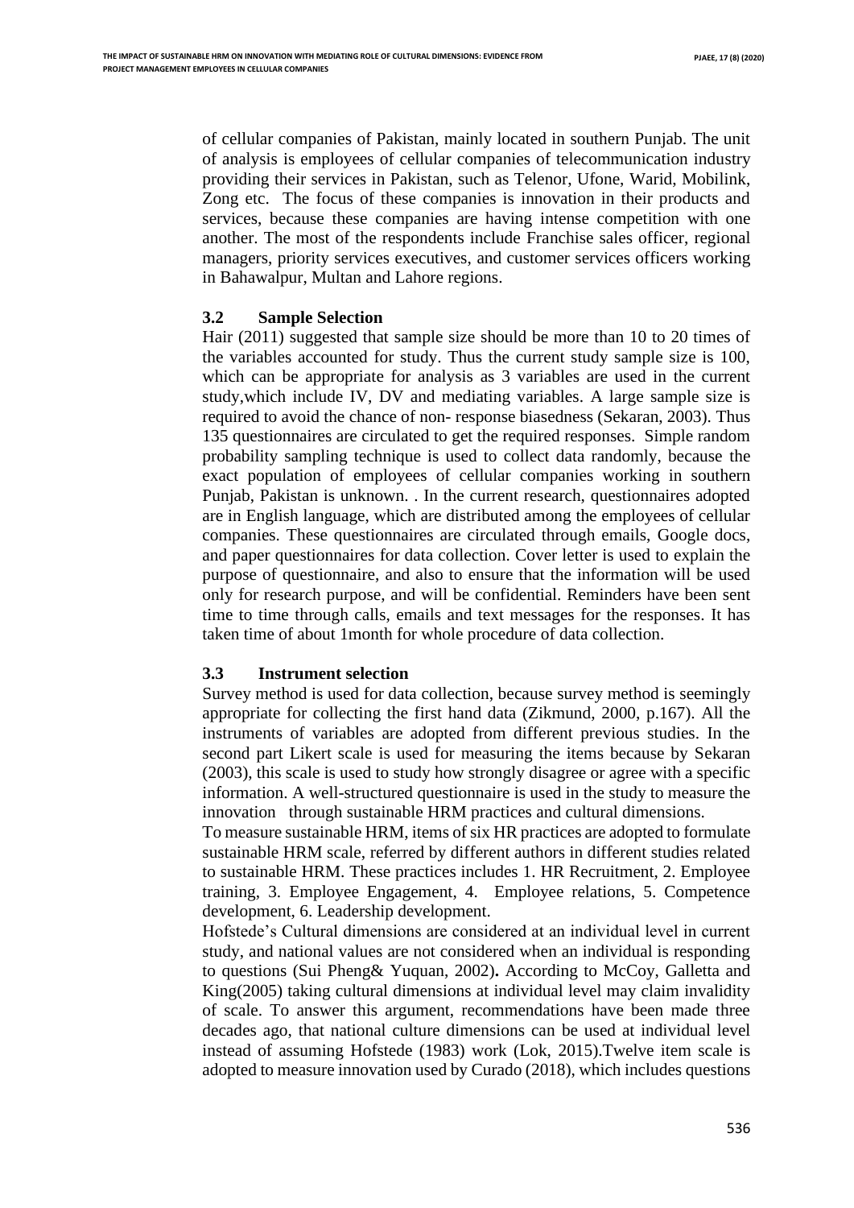of cellular companies of Pakistan, mainly located in southern Punjab. The unit of analysis is employees of cellular companies of telecommunication industry providing their services in Pakistan, such as Telenor, Ufone, Warid, Mobilink, Zong etc.  The focus of these companies is innovation in their products and services, because these companies are having intense competition with one another. The most of the respondents include Franchise sales officer, regional managers, priority services executives, and customer services officers working in Bahawalpur, Multan and Lahore regions.

### 3.2 Sample Selection

Hair (2011) suggested that sample size should be more than 10 to 20 times of the variables accounted for study. Thus the current study sample size is 100, which can be appropriate for analysis as 3 variables are used in the current study,which include IV, DV and mediating variables. A large sample size is required to avoid the chance of non- response biasedness (Sekaran, 2003). Thus 135 questionnaires are circulated to get the required responses.  Simple random probability sampling technique is used to collect data randomly, because the exact population of employees of cellular companies working in southern Punjab, Pakistan is unknown. . In the current research, questionnaires adopted are in English language, which are distributed among the employees of cellular companies. These questionnaires are circulated through emails, Google docs, and paper questionnaires for data collection. Cover letter is used to explain the purpose of questionnaire, and also to ensure that the information will be used only for research purpose, and will be confidential. Reminders have been sent time to time through calls, emails and text messages for the responses. It has taken time of about 1month for whole procedure of data collection.

### 3.3 Instrument selection

Survey method is used for data collection, because survey method is seemingly appropriate for collecting the first hand data (Zikmund, 2000, p.167). All the instruments of variables are adopted from different previous studies. In the second part Likert scale is used for measuring the items because by Sekaran (2003), this scale is used to study how strongly disagree or agree with a specific information. A well-structured questionnaire is used in the study to measure the innovation  through sustainable HRM practices and cultural dimensions.

To measure sustainable HRM, items of six HR practices are adopted to formulate sustainable HRM scale, referred by different authors in different studies related to sustainable HRM. These practices includes 1. HR Recruitment, 2. Employee training, 3. Employee Engagement, 4.  Employee relations, 5. Competence development, 6. Leadership development.

Hofstede's Cultural dimensions are considered at an individual level in current study, and national values are not considered when an individual is responding to questions (Sui Pheng& Yuquan, 2002). According to McCoy, Galletta and King(2005) taking cultural dimensions at individual level may claim invalidity of scale. To answer this argument, recommendations have been made three decades ago, that national culture dimensions can be used at individual level instead of assuming Hofstede (1983) work (Lok, 2015).Twelve item scale is adopted to measure innovation used by Curado (2018), which includes questions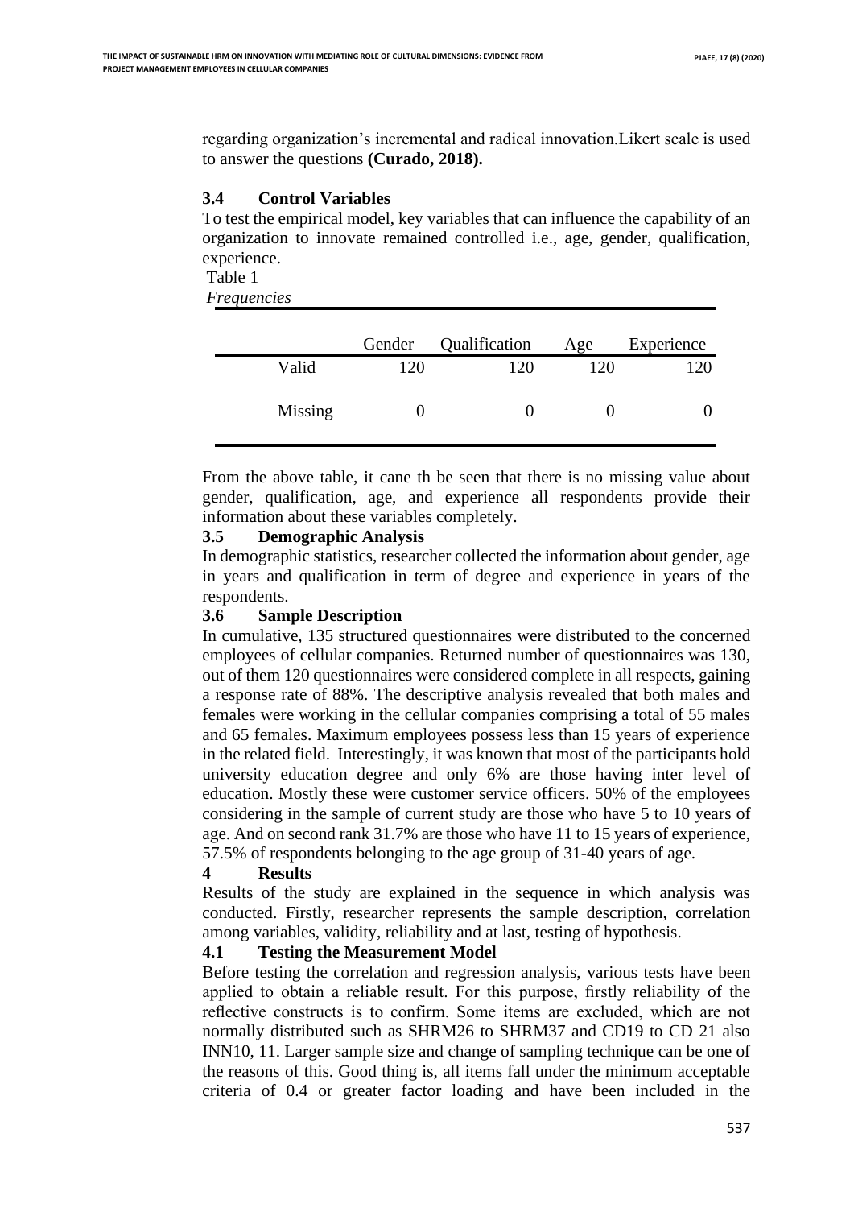regarding organization's incremental and radical innovation.Likert scale is used to answer the questions **(Curado, 2018).**

### 3.4 Control Variables

To test the empirical model, key variables that can influence the capability of an organization to innovate remained controlled i.e., age, gender, qualification, experience.

Table 1

*Frequencies*

| | Gender | Qualification | Age | Experience |
|---|---|---|---|---|
| Valid | 120 | 120 | 120 | 120 |
| Missing | 0 | 0 | 0 | 0 |

From the above table, it cane th be seen that there is no missing value about gender, qualification, age, and experience all respondents provide their information about these variables completely.

### 3.5 Demographic Analysis

In demographic statistics, researcher collected the information about gender, age in years and qualification in term of degree and experience in years of the respondents.

### 3.6 Sample Description

In cumulative, 135 structured questionnaires were distributed to the concerned employees of cellular companies. Returned number of questionnaires was 130, out of them 120 questionnaires were considered complete in all respects, gaining a response rate of 88%. The descriptive analysis revealed that both males and females were working in the cellular companies comprising a total of 55 males and 65 females. Maximum employees possess less than 15 years of experience in the related field. Interestingly, it was known that most of the participants hold university education degree and only 6% are those having inter level of education. Mostly these were customer service officers. 50% of the employees considering in the sample of current study are those who have 5 to 10 years of age. And on second rank 31.7% are those who have 11 to 15 years of experience, 57.5% of respondents belonging to the age group of 31-40 years of age.

## 4 Results

Results of the study are explained in the sequence in which analysis was conducted. Firstly, researcher represents the sample description, correlation among variables, validity, reliability and at last, testing of hypothesis.

### 4.1 Testing the Measurement Model

Before testing the correlation and regression analysis, various tests have been applied to obtain a reliable result. For this purpose, firstly reliability of the reflective constructs is to confirm. Some items are excluded, which are not normally distributed such as SHRM26 to SHRM37 and CD19 to CD 21 also INN10, 11. Larger sample size and change of sampling technique can be one of the reasons of this. Good thing is, all items fall under the minimum acceptable criteria of 0.4 or greater factor loading and have been included in the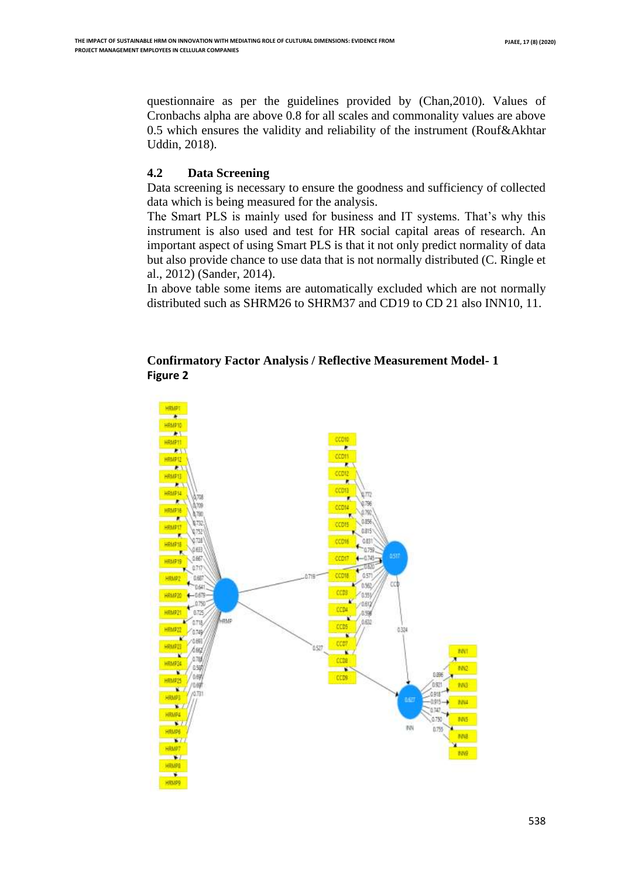questionnaire as per the guidelines provided by (Chan,2010). Values of Cronbachs alpha are above 0.8 for all scales and commonality values are above 0.5 which ensures the validity and reliability of the instrument (Rouf&Akhtar Uddin, 2018).

### 4.2 Data Screening

Data screening is necessary to ensure the goodness and sufficiency of collected data which is being measured for the analysis.

The Smart PLS is mainly used for business and IT systems. That's why this instrument is also used and test for HR social capital areas of research. An important aspect of using Smart PLS is that it not only predict normality of data but also provide chance to use data that is not normally distributed (C. Ringle et al., 2012) (Sander, 2014).

In above table some items are automatically excluded which are not normally distributed such as SHRM26 to SHRM37 and CD19 to CD 21 also INN10, 11.

**Confirmatory Factor Analysis / Reflective Measurement Model- 1**

**Figure 2**

HRMP1
HRMP10
HRMP11
HRMP12
HRMP13
HRMP14
HRMP16
HRMP17
HRMP18
HRMP19
HRMP2
HRMP20
HRMP21
HRMP22
HRMP23
HRMP24
HRMP25
HRMP3
HRMP4
HRMP6
HRMP7
HRMP8
HRMP9

0.708
0.709
0.780
0.732
0.752
0.728
0.633
0.667
0.717
0.687
0.641
0.679
0.750
0.725
0.718
0.749
0.693
0.662
0.788
0.507
0.695
0.697
0.731

HRMP

0.719
0.527

CCD10
CCD11
CCD12
CCD13
CCD14
CCD15
CCD16
CCD17
CCD18
CCD3
CCD4
CCD5
CCD7
CCD8
CCD9

0.772
0.796
0.792
0.856
0.815
0.831
0.759
0.749
0.820
0.571
0.562
0.551
0.612
0.598
0.632

0.517
CCD

0.324

0.627
INN

0.896
0.921
0.918
0.915
0.747
0.750
0.755

INN1
INN2
INN3
INN4
INN5
INN8
INN9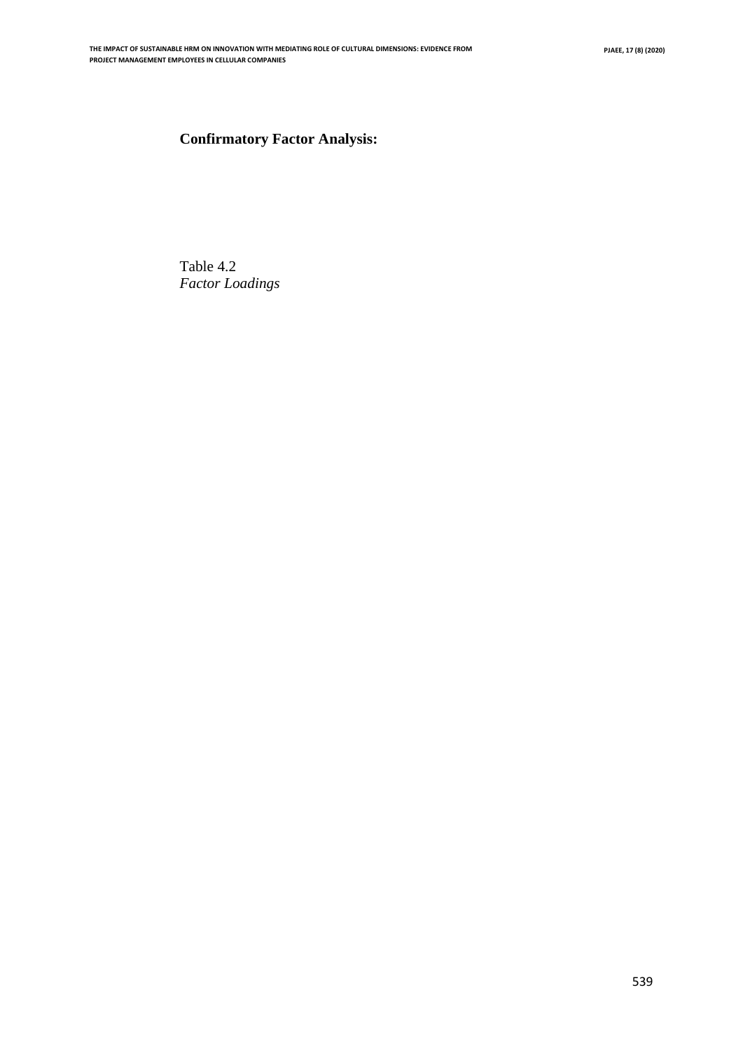**Confirmatory Factor Analysis:**

Table 4.2
*Factor Loadings*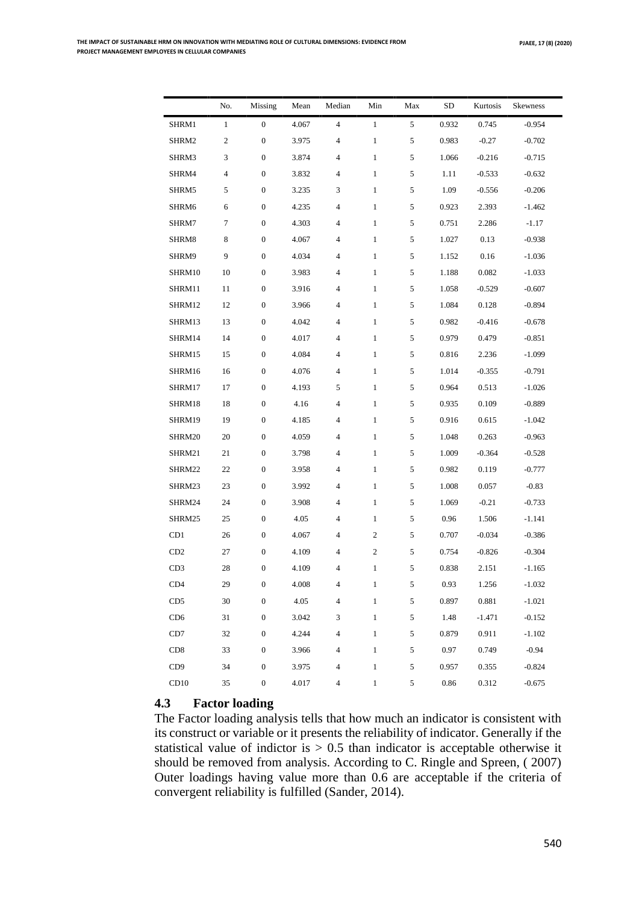|  | No. | Missing | Mean | Median | Min | Max | SD | Kurtosis | Skewness |
|---|---|---|---|---|---|---|---|---|---|
| SHRM1 | 1 | 0 | 4.067 | 4 | 1 | 5 | 0.932 | 0.745 | -0.954 |
| SHRM2 | 2 | 0 | 3.975 | 4 | 1 | 5 | 0.983 | -0.27 | -0.702 |
| SHRM3 | 3 | 0 | 3.874 | 4 | 1 | 5 | 1.066 | -0.216 | -0.715 |
| SHRM4 | 4 | 0 | 3.832 | 4 | 1 | 5 | 1.11 | -0.533 | -0.632 |
| SHRM5 | 5 | 0 | 3.235 | 3 | 1 | 5 | 1.09 | -0.556 | -0.206 |
| SHRM6 | 6 | 0 | 4.235 | 4 | 1 | 5 | 0.923 | 2.393 | -1.462 |
| SHRM7 | 7 | 0 | 4.303 | 4 | 1 | 5 | 0.751 | 2.286 | -1.17 |
| SHRM8 | 8 | 0 | 4.067 | 4 | 1 | 5 | 1.027 | 0.13 | -0.938 |
| SHRM9 | 9 | 0 | 4.034 | 4 | 1 | 5 | 1.152 | 0.16 | -1.036 |
| SHRM10 | 10 | 0 | 3.983 | 4 | 1 | 5 | 1.188 | 0.082 | -1.033 |
| SHRM11 | 11 | 0 | 3.916 | 4 | 1 | 5 | 1.058 | -0.529 | -0.607 |
| SHRM12 | 12 | 0 | 3.966 | 4 | 1 | 5 | 1.084 | 0.128 | -0.894 |
| SHRM13 | 13 | 0 | 4.042 | 4 | 1 | 5 | 0.982 | -0.416 | -0.678 |
| SHRM14 | 14 | 0 | 4.017 | 4 | 1 | 5 | 0.979 | 0.479 | -0.851 |
| SHRM15 | 15 | 0 | 4.084 | 4 | 1 | 5 | 0.816 | 2.236 | -1.099 |
| SHRM16 | 16 | 0 | 4.076 | 4 | 1 | 5 | 1.014 | -0.355 | -0.791 |
| SHRM17 | 17 | 0 | 4.193 | 5 | 1 | 5 | 0.964 | 0.513 | -1.026 |
| SHRM18 | 18 | 0 | 4.16 | 4 | 1 | 5 | 0.935 | 0.109 | -0.889 |
| SHRM19 | 19 | 0 | 4.185 | 4 | 1 | 5 | 0.916 | 0.615 | -1.042 |
| SHRM20 | 20 | 0 | 4.059 | 4 | 1 | 5 | 1.048 | 0.263 | -0.963 |
| SHRM21 | 21 | 0 | 3.798 | 4 | 1 | 5 | 1.009 | -0.364 | -0.528 |
| SHRM22 | 22 | 0 | 3.958 | 4 | 1 | 5 | 0.982 | 0.119 | -0.777 |
| SHRM23 | 23 | 0 | 3.992 | 4 | 1 | 5 | 1.008 | 0.057 | -0.83 |
| SHRM24 | 24 | 0 | 3.908 | 4 | 1 | 5 | 1.069 | -0.21 | -0.733 |
| SHRM25 | 25 | 0 | 4.05 | 4 | 1 | 5 | 0.96 | 1.506 | -1.141 |
| CD1 | 26 | 0 | 4.067 | 4 | 2 | 5 | 0.707 | -0.034 | -0.386 |
| CD2 | 27 | 0 | 4.109 | 4 | 2 | 5 | 0.754 | -0.826 | -0.304 |
| CD3 | 28 | 0 | 4.109 | 4 | 1 | 5 | 0.838 | 2.151 | -1.165 |
| CD4 | 29 | 0 | 4.008 | 4 | 1 | 5 | 0.93 | 1.256 | -1.032 |
| CD5 | 30 | 0 | 4.05 | 4 | 1 | 5 | 0.897 | 0.881 | -1.021 |
| CD6 | 31 | 0 | 3.042 | 3 | 1 | 5 | 1.48 | -1.471 | -0.152 |
| CD7 | 32 | 0 | 4.244 | 4 | 1 | 5 | 0.879 | 0.911 | -1.102 |
| CD8 | 33 | 0 | 3.966 | 4 | 1 | 5 | 0.97 | 0.749 | -0.94 |
| CD9 | 34 | 0 | 3.975 | 4 | 1 | 5 | 0.957 | 0.355 | -0.824 |
| CD10 | 35 | 0 | 4.017 | 4 | 1 | 5 | 0.86 | 0.312 | -0.675 |

### 4.3 Factor loading

The Factor loading analysis tells that how much an indicator is consistent with its construct or variable or it presents the reliability of indicator. Generally if the statistical value of indictor is > 0.5 than indicator is acceptable otherwise it should be removed from analysis. According to C. Ringle and Spreen, ( 2007) Outer loadings having value more than 0.6 are acceptable if the criteria of convergent reliability is fulfilled (Sander, 2014).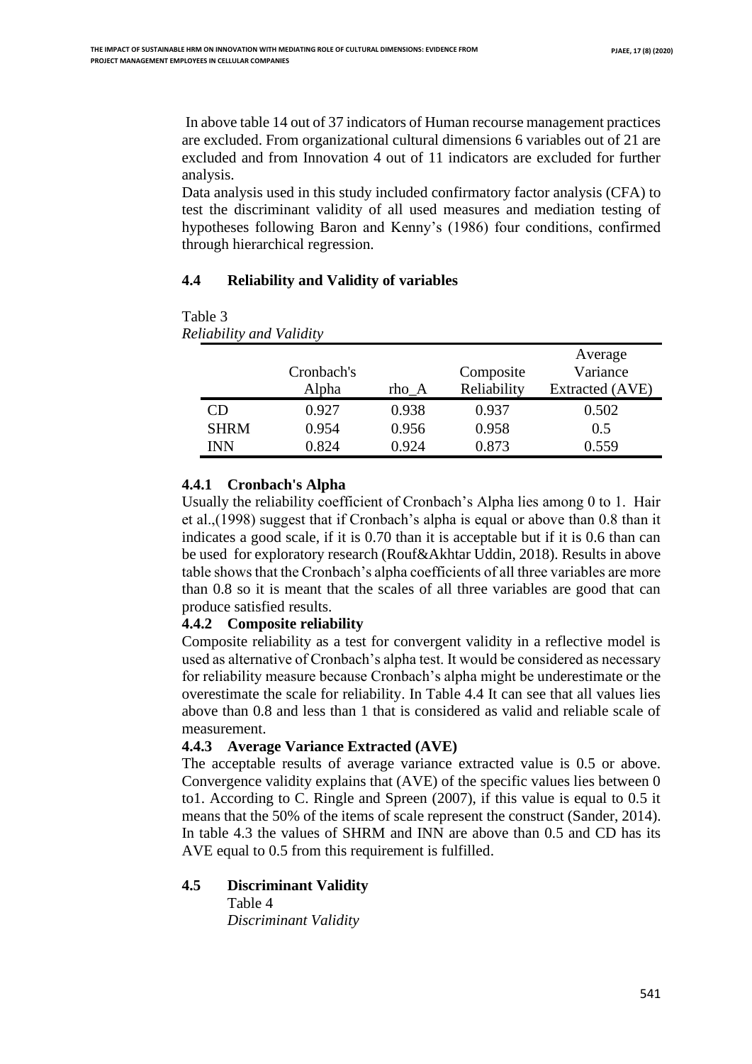In above table 14 out of 37 indicators of Human recourse management practices are excluded. From organizational cultural dimensions 6 variables out of 21 are excluded and from Innovation 4 out of 11 indicators are excluded for further analysis.

Data analysis used in this study included confirmatory factor analysis (CFA) to test the discriminant validity of all used measures and mediation testing of hypotheses following Baron and Kenny's (1986) four conditions, confirmed through hierarchical regression.

## 4.4 Reliability and Validity of variables

Table 3
*Reliability and Validity*

| | Cronbach's Alpha | rho_A | Composite Reliability | Average Variance Extracted (AVE) |
|---|---|---|---|---|
| CD | 0.927 | 0.938 | 0.937 | 0.502 |
| SHRM | 0.954 | 0.956 | 0.958 | 0.5 |
| INN | 0.824 | 0.924 | 0.873 | 0.559 |

### 4.4.1 Cronbach's Alpha

Usually the reliability coefficient of Cronbach's Alpha lies among 0 to 1. Hair et al.,(1998) suggest that if Cronbach's alpha is equal or above than 0.8 than it indicates a good scale, if it is 0.70 than it is acceptable but if it is 0.6 than can be used for exploratory research (Rouf&Akhtar Uddin, 2018). Results in above table shows that the Cronbach's alpha coefficients of all three variables are more than 0.8 so it is meant that the scales of all three variables are good that can produce satisfied results.

### 4.4.2 Composite reliability

Composite reliability as a test for convergent validity in a reflective model is used as alternative of Cronbach's alpha test. It would be considered as necessary for reliability measure because Cronbach's alpha might be underestimate or the overestimate the scale for reliability. In Table 4.4 It can see that all values lies above than 0.8 and less than 1 that is considered as valid and reliable scale of measurement.

### 4.4.3 Average Variance Extracted (AVE)

The acceptable results of average variance extracted value is 0.5 or above. Convergence validity explains that (AVE) of the specific values lies between 0 to1. According to C. Ringle and Spreen (2007), if this value is equal to 0.5 it means that the 50% of the items of scale represent the construct (Sander, 2014). In table 4.3 the values of SHRM and INN are above than 0.5 and CD has its AVE equal to 0.5 from this requirement is fulfilled.

## 4.5 Discriminant Validity

Table 4
*Discriminant Validity*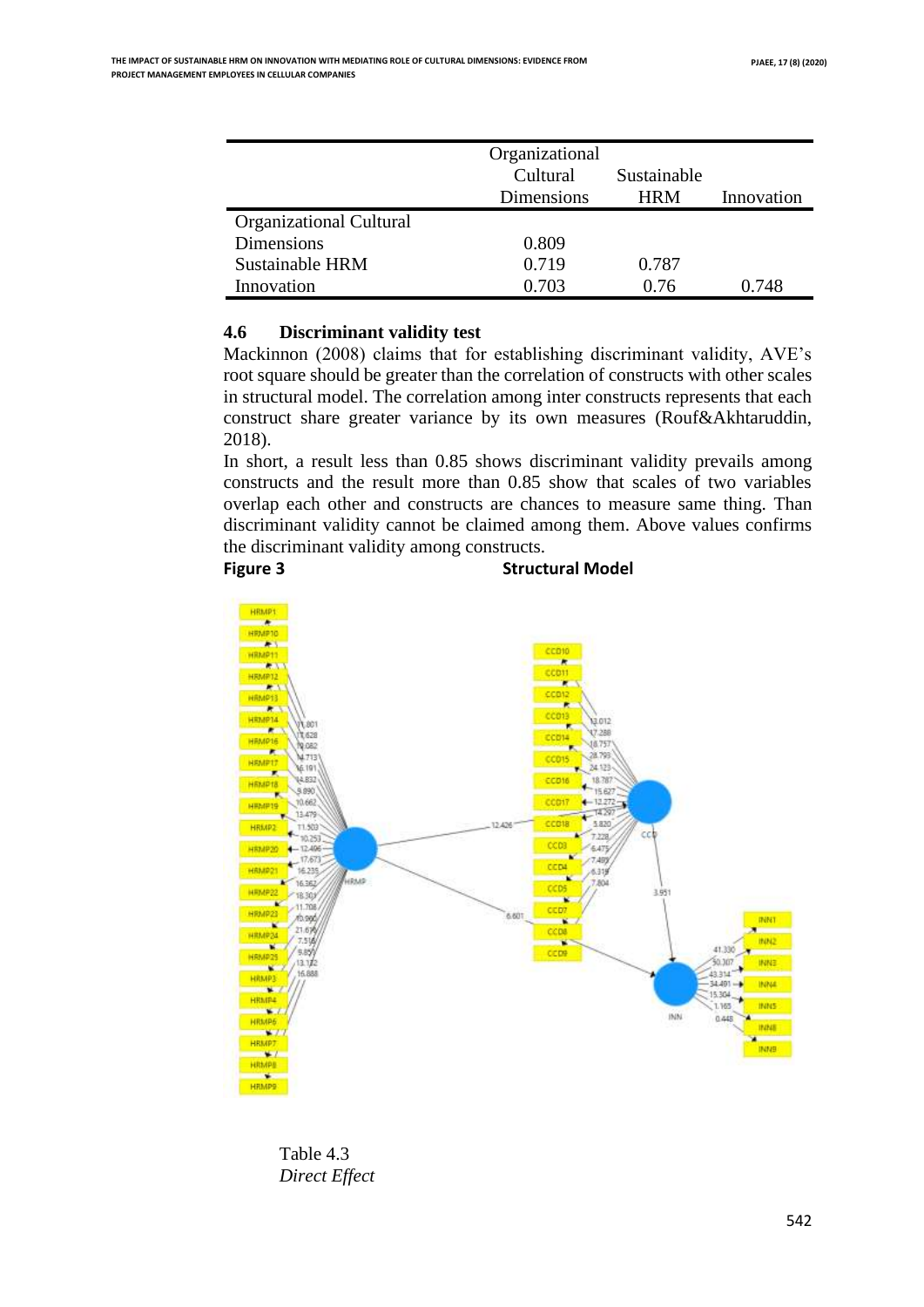| | Organizational Cultural Dimensions | Sustainable HRM | Innovation |
|---|---|---|---|
| Organizational Cultural Dimensions | 0.809 | | |
| Sustainable HRM | 0.719 | 0.787 | |
| Innovation | 0.703 | 0.76 | 0.748 |

### 4.6 Discriminant validity test

Mackinnon (2008) claims that for establishing discriminant validity, AVE's root square should be greater than the correlation of constructs with other scales in structural model. The correlation among inter constructs represents that each construct share greater variance by its own measures (Rouf&Akhtaruddin, 2018).

In short, a result less than 0.85 shows discriminant validity prevails among constructs and the result more than 0.85 show that scales of two variables overlap each other and constructs are chances to measure same thing. Than discriminant validity cannot be claimed among them. Above values confirms the discriminant validity among constructs.

**Figure 3** **Structural Model**

HRMP1
HRMP10
HRMP11
HRMP12
HRMP13
HRMP14
HRMP16
HRMP17
HRMP18
HRMP19
HRMP2
HRMP20
HRMP21
HRMP22
HRMP23
HRMP24
HRMP25
HRMP3
HRMP4
HRMP6
HRMP7
HRMP8
HRMP9

11.801
11.628
9.082
14.713
16.191
14.832
9.890
10.662
13.479
11.503
10.253
12.496
17.673
16.235
16.362
18.301
11.708
10.960
21.679
7.516
9.857
13.112
16.888

HRMP

CCD10
CCD11
CCD12
CCD13
CCD14
CCD15
CCD16
CCD17
CCD18
CCD3
CCD4
CCD5
CCD7
CCD8
CCD9

13.012
17.288
18.757
28.793
24.123
18.787
15.627
12.272
14.297
5.820
7.228
6.475
7.489
6.319
7.804

CCD

12.426
6.601
3.951

INN

41.330
50.307
43.314
34.491
15.304
1.165
0.448

INN1
INN2
INN3
INN4
INN5
INN8
INN9

Table 4.3
*Direct Effect*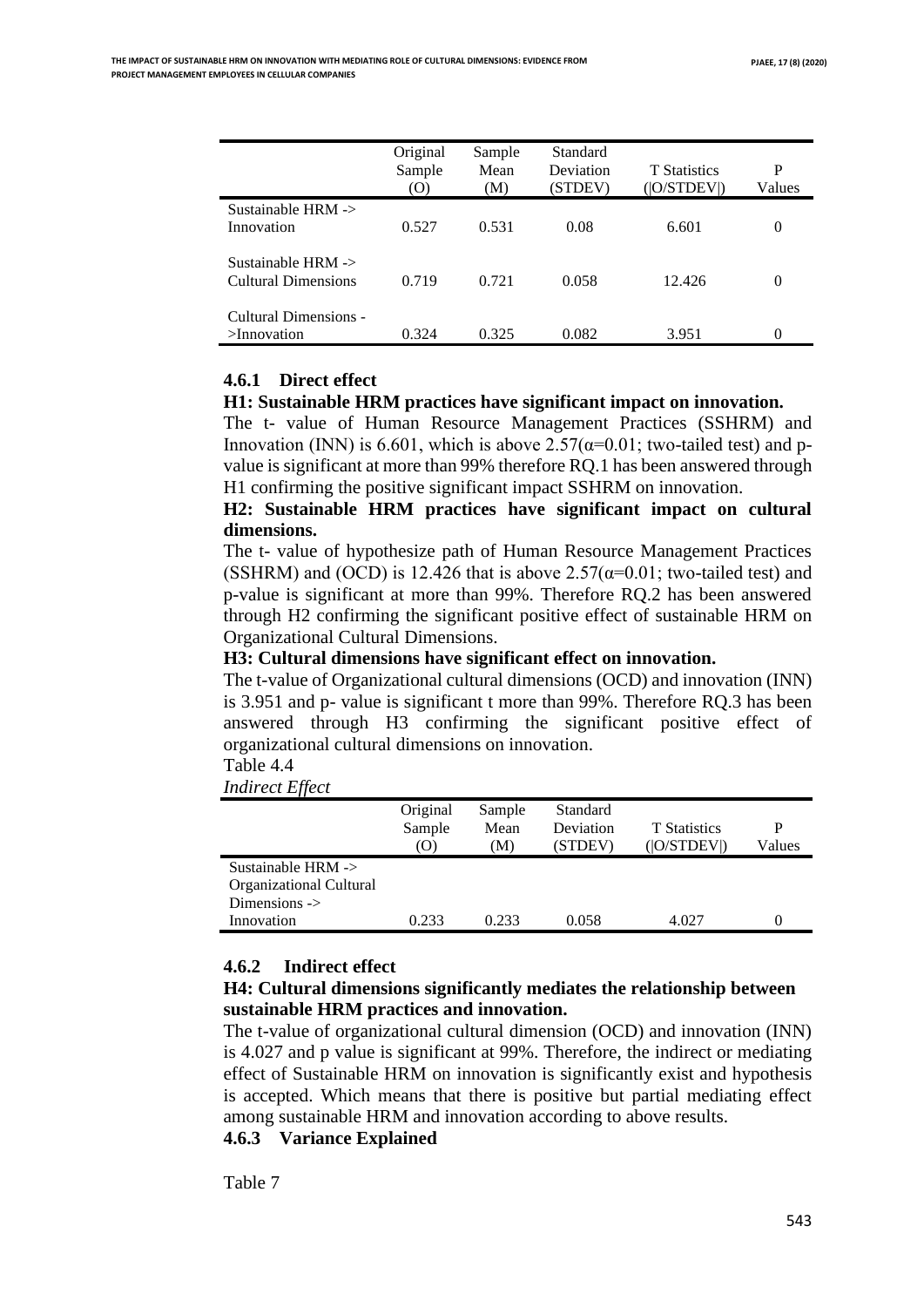| | Original Sample (O) | Sample Mean (M) | Standard Deviation (STDEV) | T Statistics (\|O/STDEV\|) | P Values |
|---|---|---|---|---|---|
| Sustainable HRM -> Innovation | 0.527 | 0.531 | 0.08 | 6.601 | 0 |
| Sustainable HRM -> Cultural Dimensions | 0.719 | 0.721 | 0.058 | 12.426 | 0 |
| Cultural Dimensions -> Innovation | 0.324 | 0.325 | 0.082 | 3.951 | 0 |

### 4.6.1 Direct effect

**H1: Sustainable HRM practices have significant impact on innovation.**

The t- value of Human Resource Management Practices (SSHRM) and Innovation (INN) is 6.601, which is above 2.57($\alpha$=0.01; two-tailed test) and p-value is significant at more than 99% therefore RQ.1 has been answered through H1 confirming the positive significant impact SSHRM on innovation.

**H2: Sustainable HRM practices have significant impact on cultural dimensions.**

The t- value of hypothesize path of Human Resource Management Practices (SSHRM) and (OCD) is 12.426 that is above 2.57($\alpha$=0.01; two-tailed test) and p-value is significant at more than 99%. Therefore RQ.2 has been answered through H2 confirming the significant positive effect of sustainable HRM on Organizational Cultural Dimensions.

**H3: Cultural dimensions have significant effect on innovation.**

The t-value of Organizational cultural dimensions (OCD) and innovation (INN) is 3.951 and p- value is significant t more than 99%. Therefore RQ.3 has been answered through H3 confirming the significant positive effect of organizational cultural dimensions on innovation.

Table 4.4

*Indirect Effect*

| | Original Sample (O) | Sample Mean (M) | Standard Deviation (STDEV) | T Statistics (\|O/STDEV\|) | P Values |
|---|---|---|---|---|---|
| Sustainable HRM -> Organizational Cultural Dimensions -> Innovation | 0.233 | 0.233 | 0.058 | 4.027 | 0 |

### 4.6.2 Indirect effect

**H4: Cultural dimensions significantly mediates the relationship between sustainable HRM practices and innovation.**

The t-value of organizational cultural dimension (OCD) and innovation (INN) is 4.027 and p value is significant at 99%. Therefore, the indirect or mediating effect of Sustainable HRM on innovation is significantly exist and hypothesis is accepted. Which means that there is positive but partial mediating effect among sustainable HRM and innovation according to above results.

### 4.6.3 Variance Explained

Table 7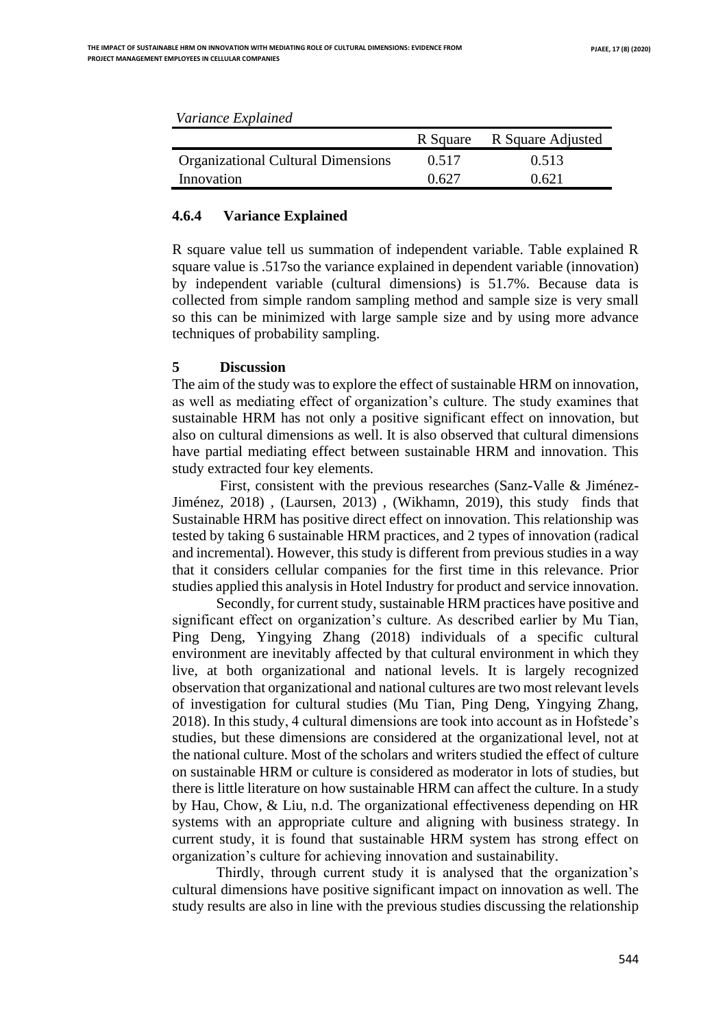*Variance Explained*

| | R Square | R Square Adjusted |
|---|---|---|
| Organizational Cultural Dimensions | 0.517 | 0.513 |
| Innovation | 0.627 | 0.621 |

### 4.6.4 Variance Explained

R square value tell us summation of independent variable. Table explained R square value is .517so the variance explained in dependent variable (innovation) by independent variable (cultural dimensions) is 51.7%. Because data is collected from simple random sampling method and sample size is very small so this can be minimized with large sample size and by using more advance techniques of probability sampling.

## 5 Discussion

The aim of the study was to explore the effect of sustainable HRM on innovation, as well as mediating effect of organization's culture. The study examines that sustainable HRM has not only a positive significant effect on innovation, but also on cultural dimensions as well. It is also observed that cultural dimensions have partial mediating effect between sustainable HRM and innovation. This study extracted four key elements.

First, consistent with the previous researches (Sanz-Valle & Jiménez-Jiménez, 2018) , (Laursen, 2013) , (Wikhamn, 2019), this study finds that Sustainable HRM has positive direct effect on innovation. This relationship was tested by taking 6 sustainable HRM practices, and 2 types of innovation (radical and incremental). However, this study is different from previous studies in a way that it considers cellular companies for the first time in this relevance. Prior studies applied this analysis in Hotel Industry for product and service innovation.

Secondly, for current study, sustainable HRM practices have positive and significant effect on organization's culture. As described earlier by Mu Tian, Ping Deng, Yingying Zhang (2018) individuals of a specific cultural environment are inevitably affected by that cultural environment in which they live, at both organizational and national levels. It is largely recognized observation that organizational and national cultures are two most relevant levels of investigation for cultural studies (Mu Tian, Ping Deng, Yingying Zhang, 2018). In this study, 4 cultural dimensions are took into account as in Hofstede's studies, but these dimensions are considered at the organizational level, not at the national culture. Most of the scholars and writers studied the effect of culture on sustainable HRM or culture is considered as moderator in lots of studies, but there is little literature on how sustainable HRM can affect the culture. In a study by Hau, Chow, & Liu, n.d. The organizational effectiveness depending on HR systems with an appropriate culture and aligning with business strategy. In current study, it is found that sustainable HRM system has strong effect on organization's culture for achieving innovation and sustainability.

Thirdly, through current study it is analysed that the organization's cultural dimensions have positive significant impact on innovation as well. The study results are also in line with the previous studies discussing the relationship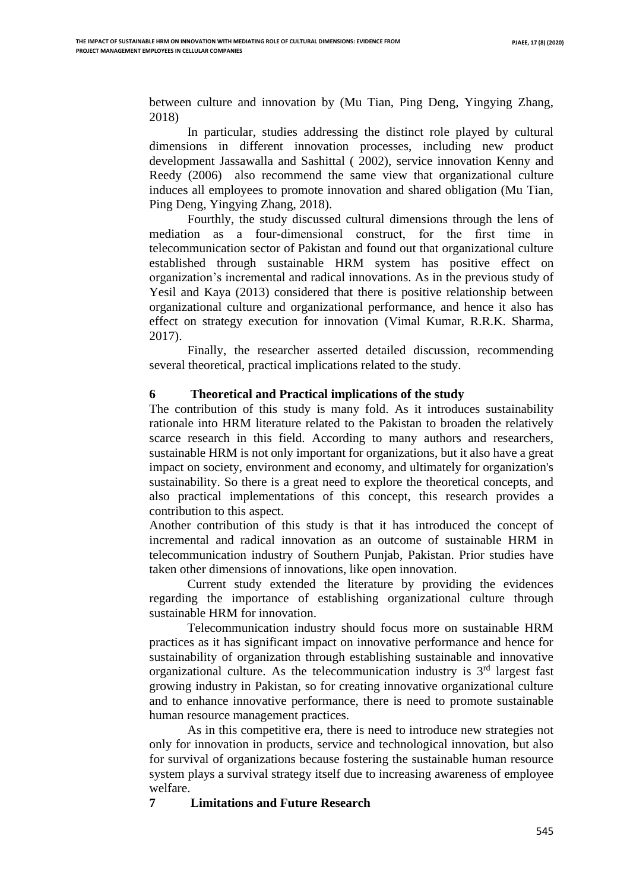between culture and innovation by (Mu Tian, Ping Deng, Yingying Zhang, 2018)

In particular, studies addressing the distinct role played by cultural dimensions in different innovation processes, including new product development Jassawalla and Sashittal ( 2002), service innovation Kenny and Reedy (2006) also recommend the same view that organizational culture induces all employees to promote innovation and shared obligation (Mu Tian, Ping Deng, Yingying Zhang, 2018).

Fourthly, the study discussed cultural dimensions through the lens of mediation as a four-dimensional construct, for the first time in telecommunication sector of Pakistan and found out that organizational culture established through sustainable HRM system has positive effect on organization's incremental and radical innovations. As in the previous study of Yesil and Kaya (2013) considered that there is positive relationship between organizational culture and organizational performance, and hence it also has effect on strategy execution for innovation (Vimal Kumar, R.R.K. Sharma, 2017).

Finally, the researcher asserted detailed discussion, recommending several theoretical, practical implications related to the study.

## 6 Theoretical and Practical implications of the study

The contribution of this study is many fold. As it introduces sustainability rationale into HRM literature related to the Pakistan to broaden the relatively scarce research in this field. According to many authors and researchers, sustainable HRM is not only important for organizations, but it also have a great impact on society, environment and economy, and ultimately for organization's sustainability. So there is a great need to explore the theoretical concepts, and also practical implementations of this concept, this research provides a contribution to this aspect.

Another contribution of this study is that it has introduced the concept of incremental and radical innovation as an outcome of sustainable HRM in telecommunication industry of Southern Punjab, Pakistan. Prior studies have taken other dimensions of innovations, like open innovation.

Current study extended the literature by providing the evidences regarding the importance of establishing organizational culture through sustainable HRM for innovation.

Telecommunication industry should focus more on sustainable HRM practices as it has significant impact on innovative performance and hence for sustainability of organization through establishing sustainable and innovative organizational culture. As the telecommunication industry is 3rd largest fast growing industry in Pakistan, so for creating innovative organizational culture and to enhance innovative performance, there is need to promote sustainable human resource management practices.

As in this competitive era, there is need to introduce new strategies not only for innovation in products, service and technological innovation, but also for survival of organizations because fostering the sustainable human resource system plays a survival strategy itself due to increasing awareness of employee welfare.

## 7 Limitations and Future Research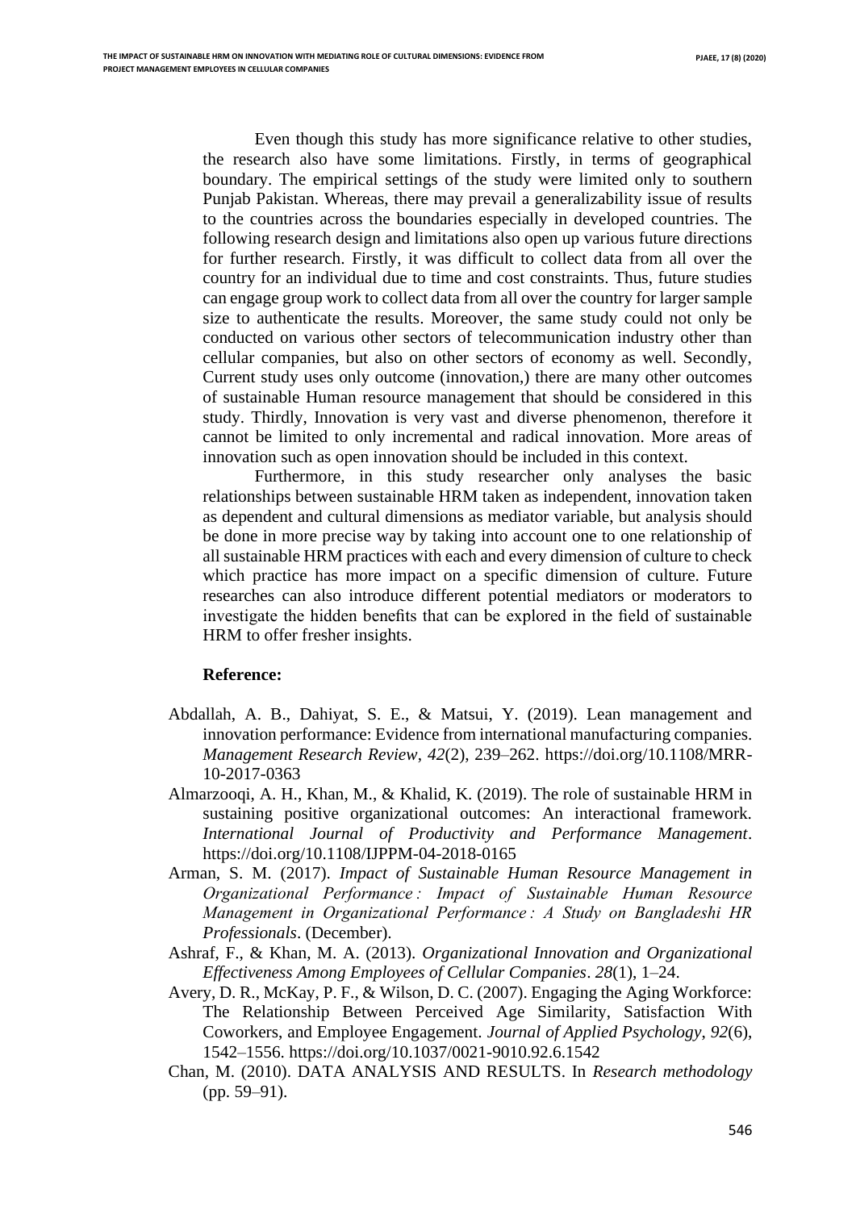Even though this study has more significance relative to other studies, the research also have some limitations. Firstly, in terms of geographical boundary. The empirical settings of the study were limited only to southern Punjab Pakistan. Whereas, there may prevail a generalizability issue of results to the countries across the boundaries especially in developed countries. The following research design and limitations also open up various future directions for further research. Firstly, it was difficult to collect data from all over the country for an individual due to time and cost constraints. Thus, future studies can engage group work to collect data from all over the country for larger sample size to authenticate the results. Moreover, the same study could not only be conducted on various other sectors of telecommunication industry other than cellular companies, but also on other sectors of economy as well. Secondly, Current study uses only outcome (innovation,) there are many other outcomes of sustainable Human resource management that should be considered in this study. Thirdly, Innovation is very vast and diverse phenomenon, therefore it cannot be limited to only incremental and radical innovation. More areas of innovation such as open innovation should be included in this context.

Furthermore, in this study researcher only analyses the basic relationships between sustainable HRM taken as independent, innovation taken as dependent and cultural dimensions as mediator variable, but analysis should be done in more precise way by taking into account one to one relationship of all sustainable HRM practices with each and every dimension of culture to check which practice has more impact on a specific dimension of culture. Future researches can also introduce different potential mediators or moderators to investigate the hidden benefits that can be explored in the field of sustainable HRM to offer fresher insights.

**Reference:**

Abdallah, A. B., Dahiyat, S. E., & Matsui, Y. (2019). Lean management and innovation performance: Evidence from international manufacturing companies. *Management Research Review*, *42*(2), 239–262. https://doi.org/10.1108/MRR-10-2017-0363

Almarzooqi, A. H., Khan, M., & Khalid, K. (2019). The role of sustainable HRM in sustaining positive organizational outcomes: An interactional framework. *International Journal of Productivity and Performance Management*. https://doi.org/10.1108/IJPPM-04-2018-0165

Arman, S. M. (2017). *Impact of Sustainable Human Resource Management in Organizational Performance : Impact of Sustainable Human Resource Management in Organizational Performance : A Study on Bangladeshi HR Professionals*. (December).

Ashraf, F., & Khan, M. A. (2013). *Organizational Innovation and Organizational Effectiveness Among Employees of Cellular Companies*. *28*(1), 1–24.

Avery, D. R., McKay, P. F., & Wilson, D. C. (2007). Engaging the Aging Workforce: The Relationship Between Perceived Age Similarity, Satisfaction With Coworkers, and Employee Engagement. *Journal of Applied Psychology*, *92*(6), 1542–1556. https://doi.org/10.1037/0021-9010.92.6.1542

Chan, M. (2010). DATA ANALYSIS AND RESULTS. In *Research methodology* (pp. 59–91).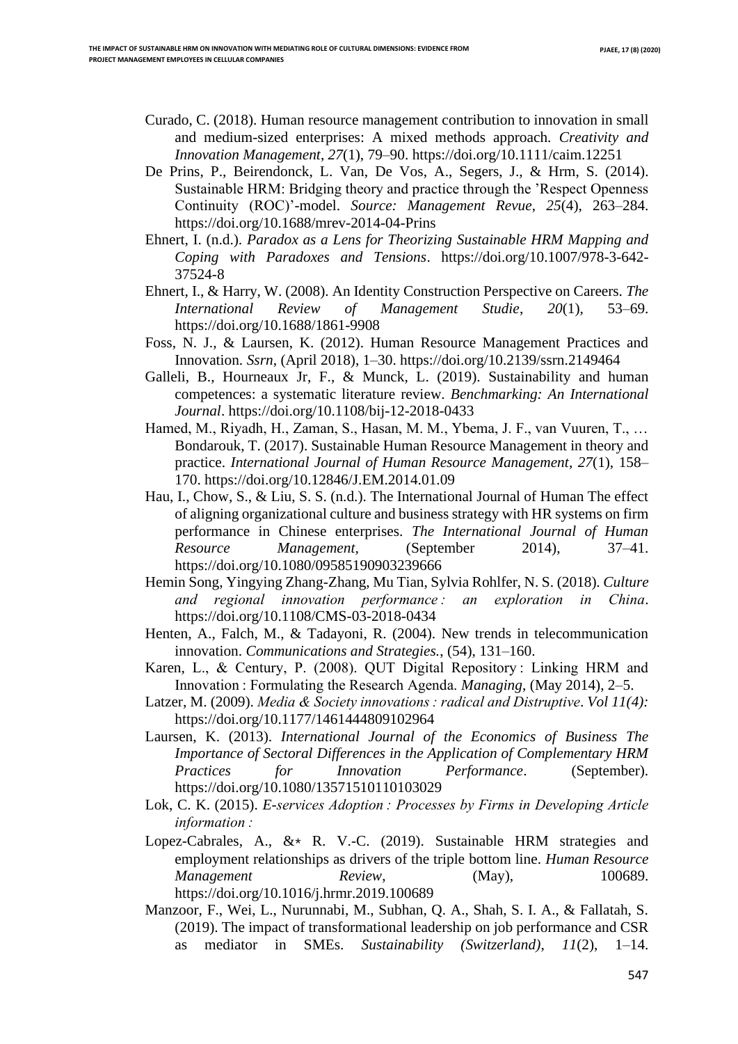Curado, C. (2018). Human resource management contribution to innovation in small and medium-sized enterprises: A mixed methods approach. *Creativity and Innovation Management*, *27*(1), 79–90. https://doi.org/10.1111/caim.12251

De Prins, P., Beirendonck, L. Van, De Vos, A., Segers, J., & Hrm, S. (2014). Sustainable HRM: Bridging theory and practice through the 'Respect Openness Continuity (ROC)'-model. *Source: Management Revue*, *25*(4), 263–284. https://doi.org/10.1688/mrev-2014-04-Prins

Ehnert, I. (n.d.). *Paradox as a Lens for Theorizing Sustainable HRM Mapping and Coping with Paradoxes and Tensions*. https://doi.org/10.1007/978-3-642-37524-8

Ehnert, I., & Harry, W. (2008). An Identity Construction Perspective on Careers. *The International Review of Management Studie*, *20*(1), 53–69. https://doi.org/10.1688/1861-9908

Foss, N. J., & Laursen, K. (2012). Human Resource Management Practices and Innovation. *Ssrn*, (April 2018), 1–30. https://doi.org/10.2139/ssrn.2149464

Galleli, B., Hourneaux Jr, F., & Munck, L. (2019). Sustainability and human competences: a systematic literature review. *Benchmarking: An International Journal*. https://doi.org/10.1108/bij-12-2018-0433

Hamed, M., Riyadh, H., Zaman, S., Hasan, M. M., Ybema, J. F., van Vuuren, T., … Bondarouk, T. (2017). Sustainable Human Resource Management in theory and practice. *International Journal of Human Resource Management*, *27*(1), 158–170. https://doi.org/10.12846/J.EM.2014.01.09

Hau, I., Chow, S., & Liu, S. S. (n.d.). The International Journal of Human The effect of aligning organizational culture and business strategy with HR systems on firm performance in Chinese enterprises. *The International Journal of Human Resource Management*, (September 2014), 37–41. https://doi.org/10.1080/09585190903239666

Hemin Song, Yingying Zhang-Zhang, Mu Tian, Sylvia Rohlfer, N. S. (2018). *Culture and regional innovation performance : an exploration in China*. https://doi.org/10.1108/CMS-03-2018-0434

Henten, A., Falch, M., & Tadayoni, R. (2004). New trends in telecommunication innovation. *Communications and Strategies.*, (54), 131–160.

Karen, L., & Century, P. (2008). QUT Digital Repository : Linking HRM and Innovation : Formulating the Research Agenda. *Managing*, (May 2014), 2–5.

Latzer, M. (2009). *Media & Society innovations : radical and Distruptive*. *Vol 11(4):* https://doi.org/10.1177/1461444809102964

Laursen, K. (2013). *International Journal of the Economics of Business The Importance of Sectoral Differences in the Application of Complementary HRM Practices for Innovation Performance*. (September). https://doi.org/10.1080/13571510110103029

Lok, C. K. (2015). *E-services Adoption : Processes by Firms in Developing Article information :*

Lopez-Cabrales, A., &⋆ R. V.-C. (2019). Sustainable HRM strategies and employment relationships as drivers of the triple bottom line. *Human Resource Management Review*, (May), 100689. https://doi.org/10.1016/j.hrmr.2019.100689

Manzoor, F., Wei, L., Nurunnabi, M., Subhan, Q. A., Shah, S. I. A., & Fallatah, S. (2019). The impact of transformational leadership on job performance and CSR as mediator in SMEs. *Sustainability (Switzerland)*, *11*(2), 1–14.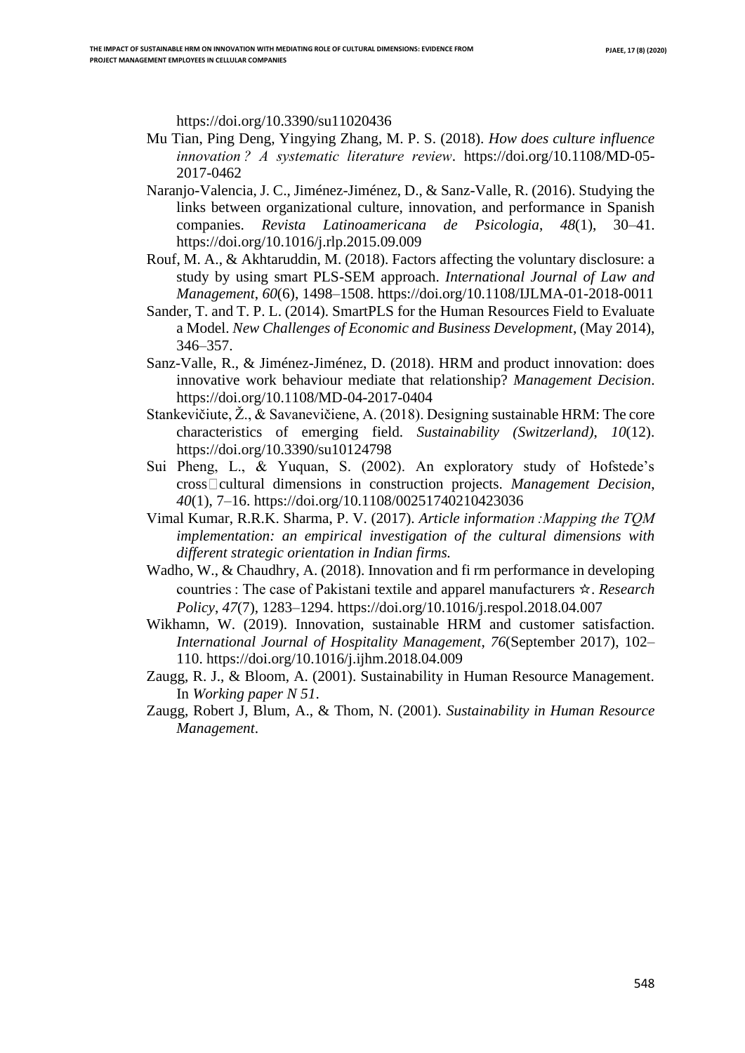https://doi.org/10.3390/su11020436

Mu Tian, Ping Deng, Yingying Zhang, M. P. S. (2018). *How does culture influence innovation ? A systematic literature review*. https://doi.org/10.1108/MD-05-2017-0462

Naranjo-Valencia, J. C., Jiménez-Jiménez, D., & Sanz-Valle, R. (2016). Studying the links between organizational culture, innovation, and performance in Spanish companies. *Revista Latinoamericana de Psicologia*, *48*(1), 30–41. https://doi.org/10.1016/j.rlp.2015.09.009

Rouf, M. A., & Akhtaruddin, M. (2018). Factors affecting the voluntary disclosure: a study by using smart PLS-SEM approach. *International Journal of Law and Management*, *60*(6), 1498–1508. https://doi.org/10.1108/IJLMA-01-2018-0011

Sander, T. and T. P. L. (2014). SmartPLS for the Human Resources Field to Evaluate a Model. *New Challenges of Economic and Business Development*, (May 2014), 346–357.

Sanz-Valle, R., & Jiménez-Jiménez, D. (2018). HRM and product innovation: does innovative work behaviour mediate that relationship? *Management Decision*. https://doi.org/10.1108/MD-04-2017-0404

Stankevičiute, Ž., & Savanevičiene, A. (2018). Designing sustainable HRM: The core characteristics of emerging field. *Sustainability (Switzerland)*, *10*(12). https://doi.org/10.3390/su10124798

Sui Pheng, L., & Yuquan, S. (2002). An exploratory study of Hofstede's cross□cultural dimensions in construction projects. *Management Decision*, *40*(1), 7–16. https://doi.org/10.1108/00251740210423036

Vimal Kumar, R.R.K. Sharma, P. V. (2017). *Article information :Mapping the TQM implementation: an empirical investigation of the cultural dimensions with different strategic orientation in Indian firms.*

Wadho, W., & Chaudhry, A. (2018). Innovation and fi rm performance in developing countries : The case of Pakistani textile and apparel manufacturers ☆. *Research Policy*, *47*(7), 1283–1294. https://doi.org/10.1016/j.respol.2018.04.007

Wikhamn, W. (2019). Innovation, sustainable HRM and customer satisfaction. *International Journal of Hospitality Management*, *76*(September 2017), 102–110. https://doi.org/10.1016/j.ijhm.2018.04.009

Zaugg, R. J., & Bloom, A. (2001). Sustainability in Human Resource Management. In *Working paper N 51*.

Zaugg, Robert J, Blum, A., & Thom, N. (2001). *Sustainability in Human Resource Management*.